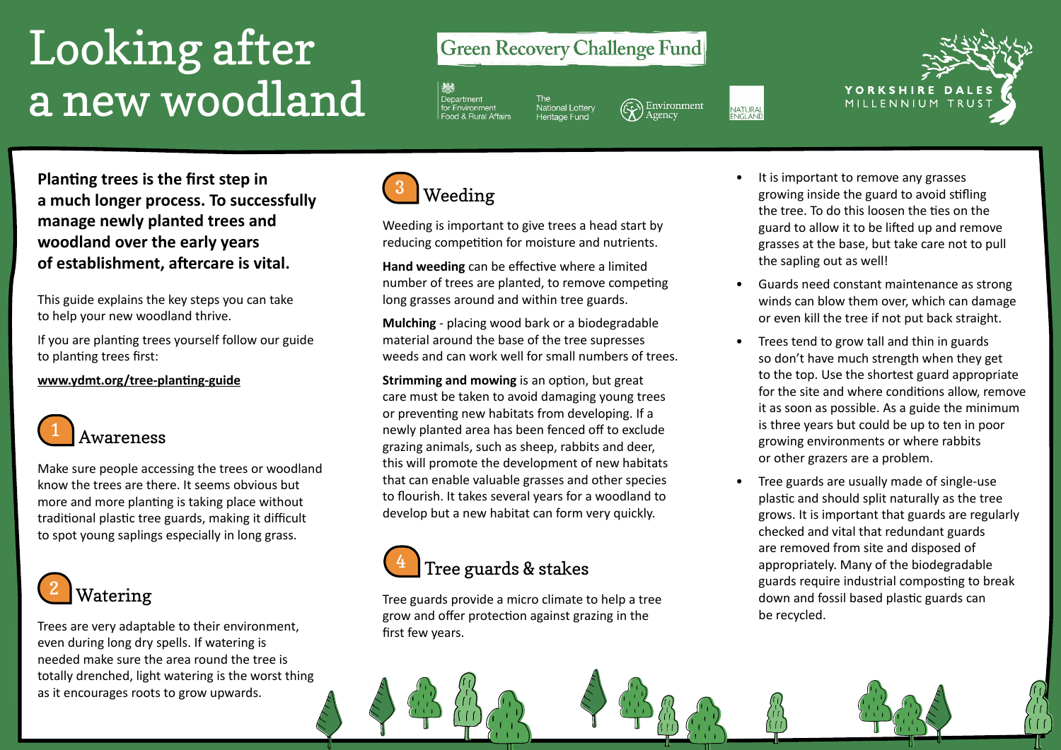# Looking after a new woodland

Green Recovery Challenge Fund

Department for Environment Food & Rural Affairs | The National Lottery Heritage Fund | Environment Agency | Natural England

YORKSHIRE DALES MILLENNIUM TRUST

**Planting trees is the first step in a much longer process. To successfully manage newly planted trees and woodland over the early years of establishment, aftercare is vital.**

This guide explains the key steps you can take to help your new woodland thrive.

If you are planting trees yourself follow our guide to planting trees first:

**www.ydmt.org/tree-planting-guide**

## 1 Awareness

Make sure people accessing the trees or woodland know the trees are there. It seems obvious but more and more planting is taking place without traditional plastic tree guards, making it difficult to spot young saplings especially in long grass.

## 2 Watering

Trees are very adaptable to their environment, even during long dry spells. If watering is needed make sure the area round the tree is totally drenched, light watering is the worst thing as it encourages roots to grow upwards.

## 3 Weeding

Weeding is important to give trees a head start by reducing competition for moisture and nutrients.

**Hand weeding** can be effective where a limited number of trees are planted, to remove competing long grasses around and within tree guards.

**Mulching** - placing wood bark or a biodegradable material around the base of the tree supresses weeds and can work well for small numbers of trees.

**Strimming and mowing** is an option, but great care must be taken to avoid damaging young trees or preventing new habitats from developing. If a newly planted area has been fenced off to exclude grazing animals, such as sheep, rabbits and deer, this will promote the development of new habitats that can enable valuable grasses and other species to flourish. It takes several years for a woodland to develop but a new habitat can form very quickly.

## 4 Tree guards & stakes

Tree guards provide a micro climate to help a tree grow and offer protection against grazing in the first few years.

- It is important to remove any grasses growing inside the guard to avoid stifling the tree. To do this loosen the ties on the guard to allow it to be lifted up and remove grasses at the base, but take care not to pull the sapling out as well!
- Guards need constant maintenance as strong winds can blow them over, which can damage or even kill the tree if not put back straight.
- Trees tend to grow tall and thin in guards so don't have much strength when they get to the top. Use the shortest guard appropriate for the site and where conditions allow, remove it as soon as possible. As a guide the minimum is three years but could be up to ten in poor growing environments or where rabbits or other grazers are a problem.
- Tree guards are usually made of single-use plastic and should split naturally as the tree grows. It is important that guards are regularly checked and vital that redundant guards are removed from site and disposed of appropriately. Many of the biodegradable guards require industrial composting to break down and fossil based plastic guards can be recycled.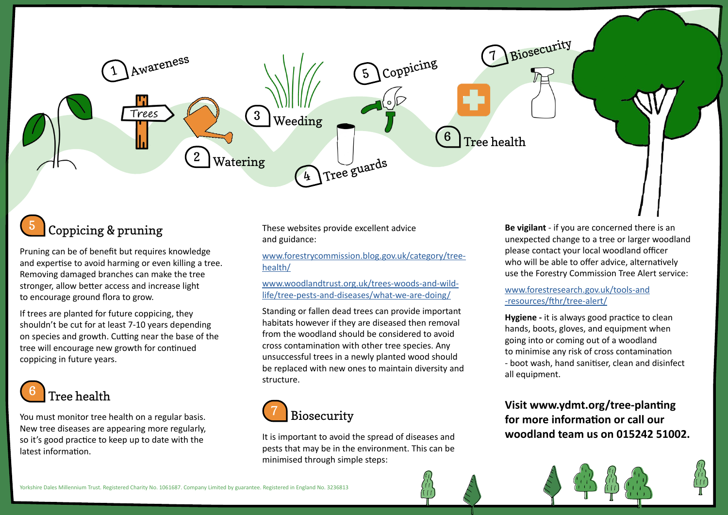1 Awareness

2 Watering

3 Weeding

4 Tree guards

5 Coppicing

6 Tree health

7 Biosecurity

## 5 Coppicing & pruning

Pruning can be of benefit but requires knowledge and expertise to avoid harming or even killing a tree. Removing damaged branches can make the tree stronger, allow better access and increase light to encourage ground flora to grow.

If trees are planted for future coppicing, they shouldn't be cut for at least 7-10 years depending on species and growth. Cutting near the base of the tree will encourage new growth for continued coppicing in future years.

## 6 Tree health

You must monitor tree health on a regular basis. New tree diseases are appearing more regularly, so it's good practice to keep up to date with the latest information.

These websites provide excellent advice and guidance:

www.forestrycommission.blog.gov.uk/category/tree-health/

www.woodlandtrust.org.uk/trees-woods-and-wild-life/tree-pests-and-diseases/what-we-are-doing/

Standing or fallen dead trees can provide important habitats however if they are diseased then removal from the woodland should be considered to avoid cross contamination with other tree species. Any unsuccessful trees in a newly planted wood should be replaced with new ones to maintain diversity and structure.

## 7 Biosecurity

It is important to avoid the spread of diseases and pests that may be in the environment. This can be minimised through simple steps:

**Be vigilant** - if you are concerned there is an unexpected change to a tree or larger woodland please contact your local woodland officer who will be able to offer advice, alternatively use the Forestry Commission Tree Alert service:

www.forestresearch.gov.uk/tools-and-resources/fthr/tree-alert/

**Hygiene -** it is always good practice to clean hands, boots, gloves, and equipment when going into or coming out of a woodland to minimise any risk of cross contamination - boot wash, hand sanitiser, clean and disinfect all equipment.

**Visit www.ydmt.org/tree-planting for more information or call our woodland team us on 015242 51002.**

Yorkshire Dales Millennium Trust. Registered Charity No. 1061687. Company Limited by guarantee. Registered in England No. 3236813